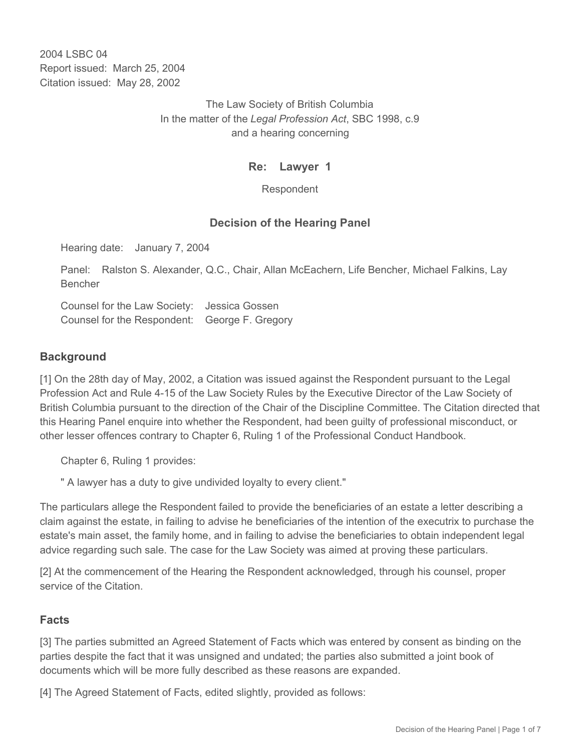2004 LSBC 04
Report issued: March 25, 2004
Citation issued: May 28, 2002

The Law Society of British Columbia
In the matter of the *Legal Profession Act*, SBC 1998, c.9
and a hearing concerning

**Re: Lawyer 1**

Respondent

## Decision of the Hearing Panel

Hearing date: January 7, 2004

Panel: Ralston S. Alexander, Q.C., Chair, Allan McEachern, Life Bencher, Michael Falkins, Lay Bencher

Counsel for the Law Society: Jessica Gossen
Counsel for the Respondent: George F. Gregory

## Background

[1] On the 28th day of May, 2002, a Citation was issued against the Respondent pursuant to the Legal Profession Act and Rule 4-15 of the Law Society Rules by the Executive Director of the Law Society of British Columbia pursuant to the direction of the Chair of the Discipline Committee. The Citation directed that this Hearing Panel enquire into whether the Respondent, had been guilty of professional misconduct, or other lesser offences contrary to Chapter 6, Ruling 1 of the Professional Conduct Handbook.

Chapter 6, Ruling 1 provides:

" A lawyer has a duty to give undivided loyalty to every client."

The particulars allege the Respondent failed to provide the beneficiaries of an estate a letter describing a claim against the estate, in failing to advise he beneficiaries of the intention of the executrix to purchase the estate's main asset, the family home, and in failing to advise the beneficiaries to obtain independent legal advice regarding such sale. The case for the Law Society was aimed at proving these particulars.

[2] At the commencement of the Hearing the Respondent acknowledged, through his counsel, proper service of the Citation.

## Facts

[3] The parties submitted an Agreed Statement of Facts which was entered by consent as binding on the parties despite the fact that it was unsigned and undated; the parties also submitted a joint book of documents which will be more fully described as these reasons are expanded.

[4] The Agreed Statement of Facts, edited slightly, provided as follows: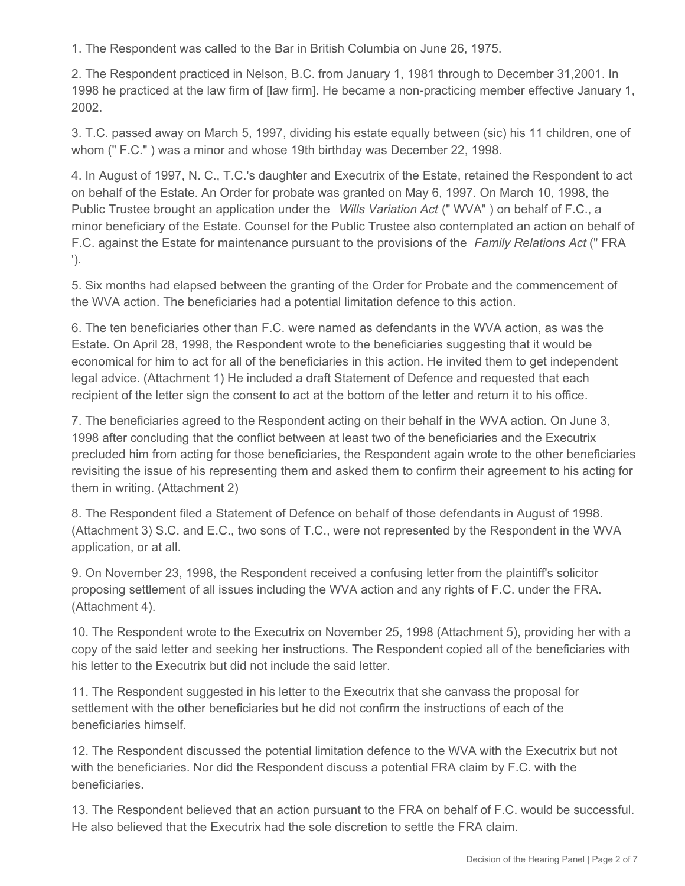1. The Respondent was called to the Bar in British Columbia on June 26, 1975.

2. The Respondent practiced in Nelson, B.C. from January 1, 1981 through to December 31,2001. In 1998 he practiced at the law firm of [law firm]. He became a non-practicing member effective January 1, 2002.

3. T.C. passed away on March 5, 1997, dividing his estate equally between (sic) his 11 children, one of whom (" F.C." ) was a minor and whose 19th birthday was December 22, 1998.

4. In August of 1997, N. C., T.C.'s daughter and Executrix of the Estate, retained the Respondent to act on behalf of the Estate. An Order for probate was granted on May 6, 1997. On March 10, 1998, the Public Trustee brought an application under the *Wills Variation Act* (" WVA" ) on behalf of F.C., a minor beneficiary of the Estate. Counsel for the Public Trustee also contemplated an action on behalf of F.C. against the Estate for maintenance pursuant to the provisions of the *Family Relations Act* (" FRA ').

5. Six months had elapsed between the granting of the Order for Probate and the commencement of the WVA action. The beneficiaries had a potential limitation defence to this action.

6. The ten beneficiaries other than F.C. were named as defendants in the WVA action, as was the Estate. On April 28, 1998, the Respondent wrote to the beneficiaries suggesting that it would be economical for him to act for all of the beneficiaries in this action. He invited them to get independent legal advice. (Attachment 1) He included a draft Statement of Defence and requested that each recipient of the letter sign the consent to act at the bottom of the letter and return it to his office.

7. The beneficiaries agreed to the Respondent acting on their behalf in the WVA action. On June 3, 1998 after concluding that the conflict between at least two of the beneficiaries and the Executrix precluded him from acting for those beneficiaries, the Respondent again wrote to the other beneficiaries revisiting the issue of his representing them and asked them to confirm their agreement to his acting for them in writing. (Attachment 2)

8. The Respondent filed a Statement of Defence on behalf of those defendants in August of 1998. (Attachment 3) S.C. and E.C., two sons of T.C., were not represented by the Respondent in the WVA application, or at all.

9. On November 23, 1998, the Respondent received a confusing letter from the plaintiff's solicitor proposing settlement of all issues including the WVA action and any rights of F.C. under the FRA. (Attachment 4).

10. The Respondent wrote to the Executrix on November 25, 1998 (Attachment 5), providing her with a copy of the said letter and seeking her instructions. The Respondent copied all of the beneficiaries with his letter to the Executrix but did not include the said letter.

11. The Respondent suggested in his letter to the Executrix that she canvass the proposal for settlement with the other beneficiaries but he did not confirm the instructions of each of the beneficiaries himself.

12. The Respondent discussed the potential limitation defence to the WVA with the Executrix but not with the beneficiaries. Nor did the Respondent discuss a potential FRA claim by F.C. with the beneficiaries.

13. The Respondent believed that an action pursuant to the FRA on behalf of F.C. would be successful. He also believed that the Executrix had the sole discretion to settle the FRA claim.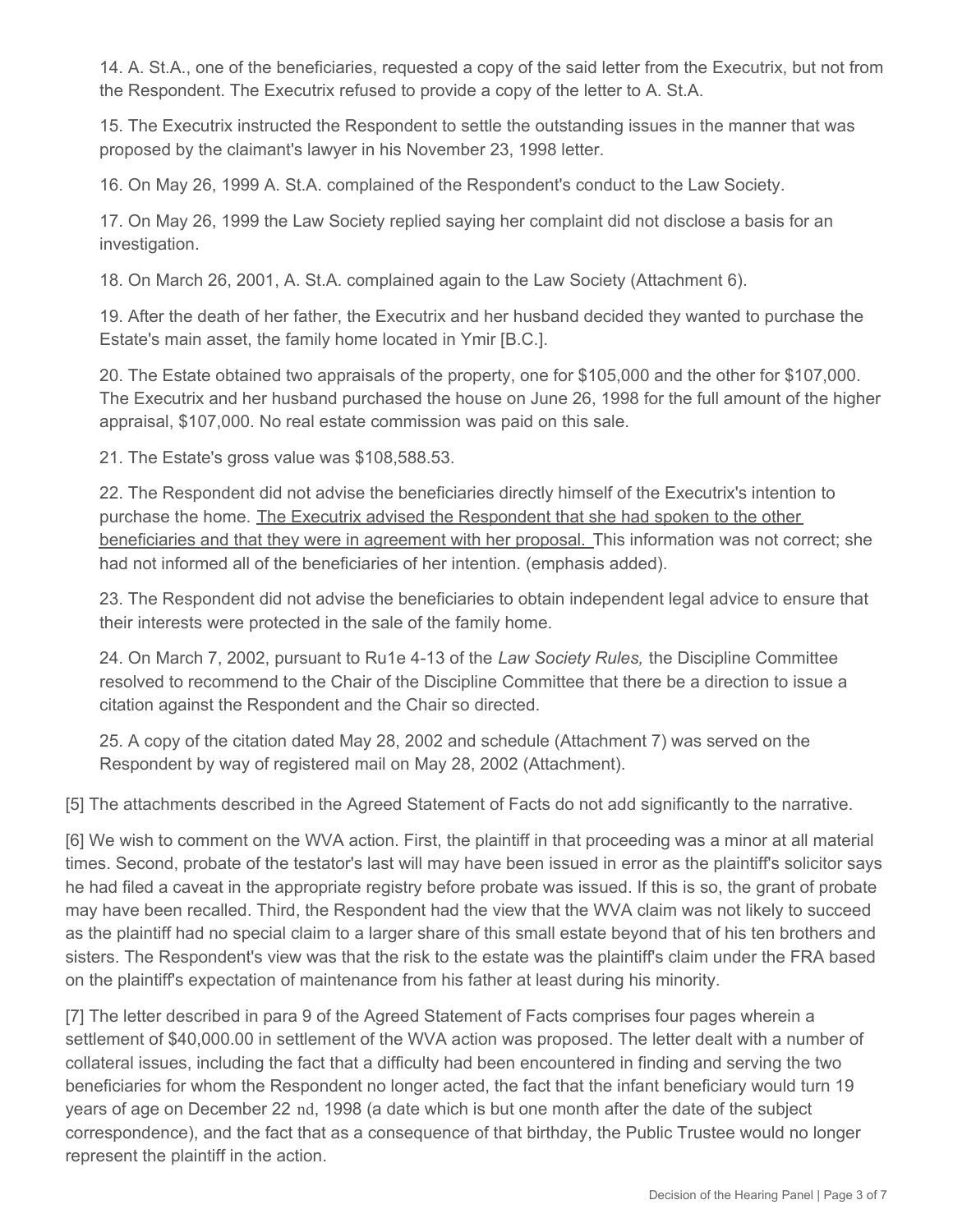14. A. St.A., one of the beneficiaries, requested a copy of the said letter from the Executrix, but not from the Respondent. The Executrix refused to provide a copy of the letter to A. St.A.

15. The Executrix instructed the Respondent to settle the outstanding issues in the manner that was proposed by the claimant's lawyer in his November 23, 1998 letter.

16. On May 26, 1999 A. St.A. complained of the Respondent's conduct to the Law Society.

17. On May 26, 1999 the Law Society replied saying her complaint did not disclose a basis for an investigation.

18. On March 26, 2001, A. St.A. complained again to the Law Society (Attachment 6).

19. After the death of her father, the Executrix and her husband decided they wanted to purchase the Estate's main asset, the family home located in Ymir [B.C.].

20. The Estate obtained two appraisals of the property, one for $105,000 and the other for $107,000. The Executrix and her husband purchased the house on June 26, 1998 for the full amount of the higher appraisal, $107,000. No real estate commission was paid on this sale.

21. The Estate's gross value was $108,588.53.

22. The Respondent did not advise the beneficiaries directly himself of the Executrix's intention to purchase the home. <u>The Executrix advised the Respondent that she had spoken to the other beneficiaries and that they were in agreement with her proposal.</u> This information was not correct; she had not informed all of the beneficiaries of her intention. (emphasis added).

23. The Respondent did not advise the beneficiaries to obtain independent legal advice to ensure that their interests were protected in the sale of the family home.

24. On March 7, 2002, pursuant to Ru1e 4-13 of the *Law Society Rules,* the Discipline Committee resolved to recommend to the Chair of the Discipline Committee that there be a direction to issue a citation against the Respondent and the Chair so directed.

25. A copy of the citation dated May 28, 2002 and schedule (Attachment 7) was served on the Respondent by way of registered mail on May 28, 2002 (Attachment).

[5] The attachments described in the Agreed Statement of Facts do not add significantly to the narrative.

[6] We wish to comment on the WVA action. First, the plaintiff in that proceeding was a minor at all material times. Second, probate of the testator's last will may have been issued in error as the plaintiff's solicitor says he had filed a caveat in the appropriate registry before probate was issued. If this is so, the grant of probate may have been recalled. Third, the Respondent had the view that the WVA claim was not likely to succeed as the plaintiff had no special claim to a larger share of this small estate beyond that of his ten brothers and sisters. The Respondent's view was that the risk to the estate was the plaintiff's claim under the FRA based on the plaintiff's expectation of maintenance from his father at least during his minority.

[7] The letter described in para 9 of the Agreed Statement of Facts comprises four pages wherein a settlement of $40,000.00 in settlement of the WVA action was proposed. The letter dealt with a number of collateral issues, including the fact that a difficulty had been encountered in finding and serving the two beneficiaries for whom the Respondent no longer acted, the fact that the infant beneficiary would turn 19 years of age on December 22nd, 1998 (a date which is but one month after the date of the subject correspondence), and the fact that as a consequence of that birthday, the Public Trustee would no longer represent the plaintiff in the action.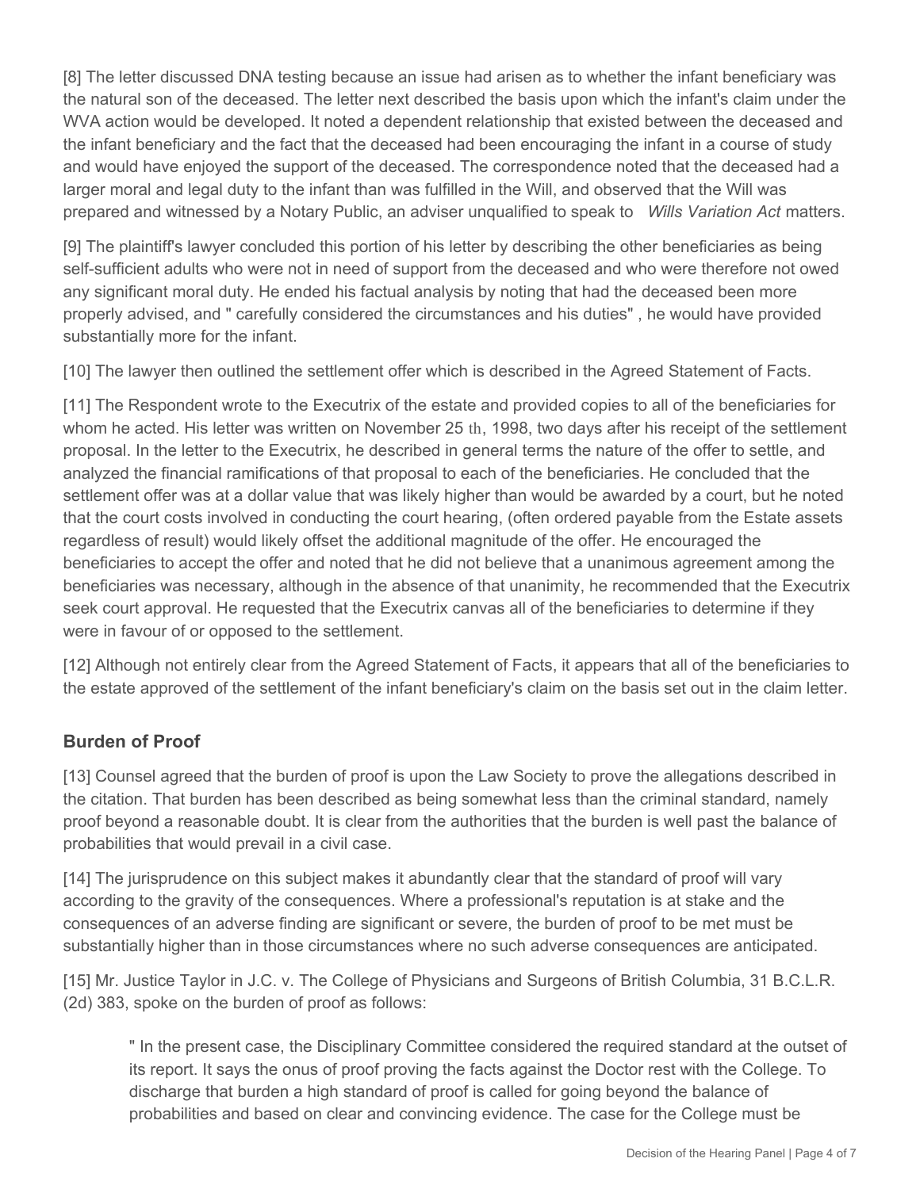[8] The letter discussed DNA testing because an issue had arisen as to whether the infant beneficiary was the natural son of the deceased. The letter next described the basis upon which the infant's claim under the WVA action would be developed. It noted a dependent relationship that existed between the deceased and the infant beneficiary and the fact that the deceased had been encouraging the infant in a course of study and would have enjoyed the support of the deceased. The correspondence noted that the deceased had a larger moral and legal duty to the infant than was fulfilled in the Will, and observed that the Will was prepared and witnessed by a Notary Public, an adviser unqualified to speak to *Wills Variation Act* matters.

[9] The plaintiff's lawyer concluded this portion of his letter by describing the other beneficiaries as being self-sufficient adults who were not in need of support from the deceased and who were therefore not owed any significant moral duty. He ended his factual analysis by noting that had the deceased been more properly advised, and " carefully considered the circumstances and his duties" , he would have provided substantially more for the infant.

[10] The lawyer then outlined the settlement offer which is described in the Agreed Statement of Facts.

[11] The Respondent wrote to the Executrix of the estate and provided copies to all of the beneficiaries for whom he acted. His letter was written on November 25 th, 1998, two days after his receipt of the settlement proposal. In the letter to the Executrix, he described in general terms the nature of the offer to settle, and analyzed the financial ramifications of that proposal to each of the beneficiaries. He concluded that the settlement offer was at a dollar value that was likely higher than would be awarded by a court, but he noted that the court costs involved in conducting the court hearing, (often ordered payable from the Estate assets regardless of result) would likely offset the additional magnitude of the offer. He encouraged the beneficiaries to accept the offer and noted that he did not believe that a unanimous agreement among the beneficiaries was necessary, although in the absence of that unanimity, he recommended that the Executrix seek court approval. He requested that the Executrix canvas all of the beneficiaries to determine if they were in favour of or opposed to the settlement.

[12] Although not entirely clear from the Agreed Statement of Facts, it appears that all of the beneficiaries to the estate approved of the settlement of the infant beneficiary's claim on the basis set out in the claim letter.

## Burden of Proof

[13] Counsel agreed that the burden of proof is upon the Law Society to prove the allegations described in the citation. That burden has been described as being somewhat less than the criminal standard, namely proof beyond a reasonable doubt. It is clear from the authorities that the burden is well past the balance of probabilities that would prevail in a civil case.

[14] The jurisprudence on this subject makes it abundantly clear that the standard of proof will vary according to the gravity of the consequences. Where a professional's reputation is at stake and the consequences of an adverse finding are significant or severe, the burden of proof to be met must be substantially higher than in those circumstances where no such adverse consequences are anticipated.

[15] Mr. Justice Taylor in J.C. v. The College of Physicians and Surgeons of British Columbia, 31 B.C.L.R. (2d) 383, spoke on the burden of proof as follows:

> " In the present case, the Disciplinary Committee considered the required standard at the outset of its report. It says the onus of proof proving the facts against the Doctor rest with the College. To discharge that burden a high standard of proof is called for going beyond the balance of probabilities and based on clear and convincing evidence. The case for the College must be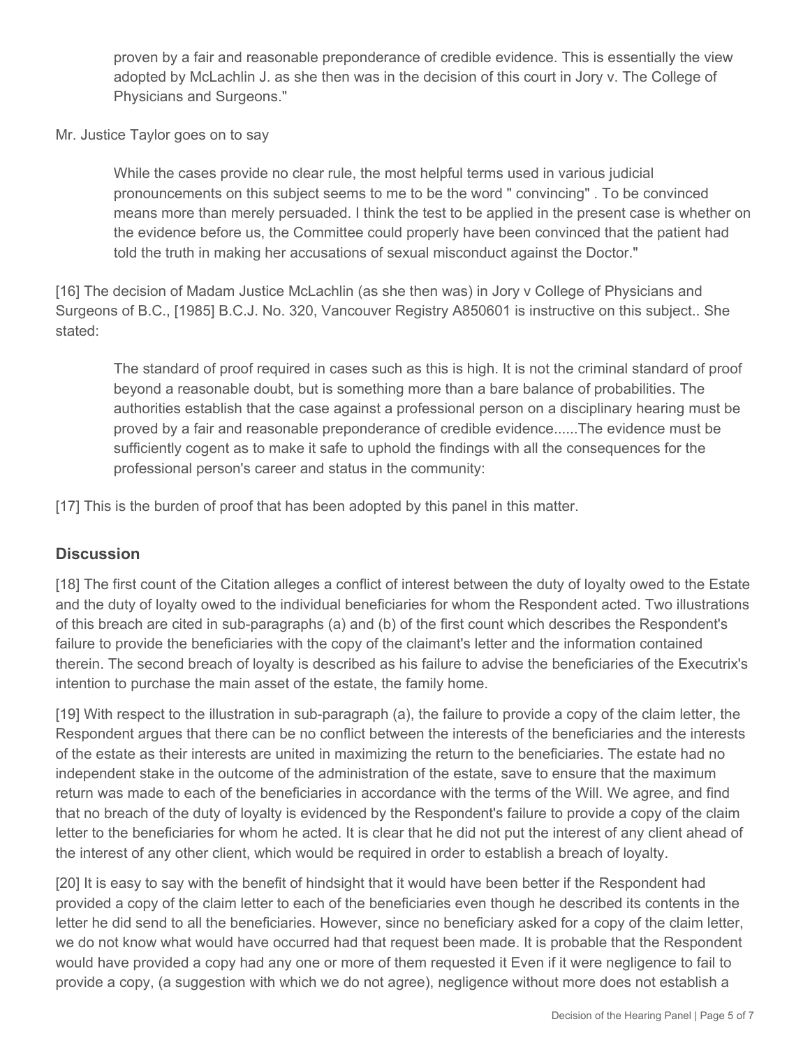> proven by a fair and reasonable preponderance of credible evidence. This is essentially the view adopted by McLachlin J. as she then was in the decision of this court in Jory v. The College of Physicians and Surgeons."

Mr. Justice Taylor goes on to say

> While the cases provide no clear rule, the most helpful terms used in various judicial pronouncements on this subject seems to me to be the word " convincing" . To be convinced means more than merely persuaded. I think the test to be applied in the present case is whether on the evidence before us, the Committee could properly have been convinced that the patient had told the truth in making her accusations of sexual misconduct against the Doctor."

[16] The decision of Madam Justice McLachlin (as she then was) in Jory v College of Physicians and Surgeons of B.C., [1985] B.C.J. No. 320, Vancouver Registry A850601 is instructive on this subject.. She stated:

> The standard of proof required in cases such as this is high. It is not the criminal standard of proof beyond a reasonable doubt, but is something more than a bare balance of probabilities. The authorities establish that the case against a professional person on a disciplinary hearing must be proved by a fair and reasonable preponderance of credible evidence......The evidence must be sufficiently cogent as to make it safe to uphold the findings with all the consequences for the professional person's career and status in the community:

[17] This is the burden of proof that has been adopted by this panel in this matter.

## Discussion

[18] The first count of the Citation alleges a conflict of interest between the duty of loyalty owed to the Estate and the duty of loyalty owed to the individual beneficiaries for whom the Respondent acted. Two illustrations of this breach are cited in sub-paragraphs (a) and (b) of the first count which describes the Respondent's failure to provide the beneficiaries with the copy of the claimant's letter and the information contained therein. The second breach of loyalty is described as his failure to advise the beneficiaries of the Executrix's intention to purchase the main asset of the estate, the family home.

[19] With respect to the illustration in sub-paragraph (a), the failure to provide a copy of the claim letter, the Respondent argues that there can be no conflict between the interests of the beneficiaries and the interests of the estate as their interests are united in maximizing the return to the beneficiaries. The estate had no independent stake in the outcome of the administration of the estate, save to ensure that the maximum return was made to each of the beneficiaries in accordance with the terms of the Will. We agree, and find that no breach of the duty of loyalty is evidenced by the Respondent's failure to provide a copy of the claim letter to the beneficiaries for whom he acted. It is clear that he did not put the interest of any client ahead of the interest of any other client, which would be required in order to establish a breach of loyalty.

[20] It is easy to say with the benefit of hindsight that it would have been better if the Respondent had provided a copy of the claim letter to each of the beneficiaries even though he described its contents in the letter he did send to all the beneficiaries. However, since no beneficiary asked for a copy of the claim letter, we do not know what would have occurred had that request been made. It is probable that the Respondent would have provided a copy had any one or more of them requested it Even if it were negligence to fail to provide a copy, (a suggestion with which we do not agree), negligence without more does not establish a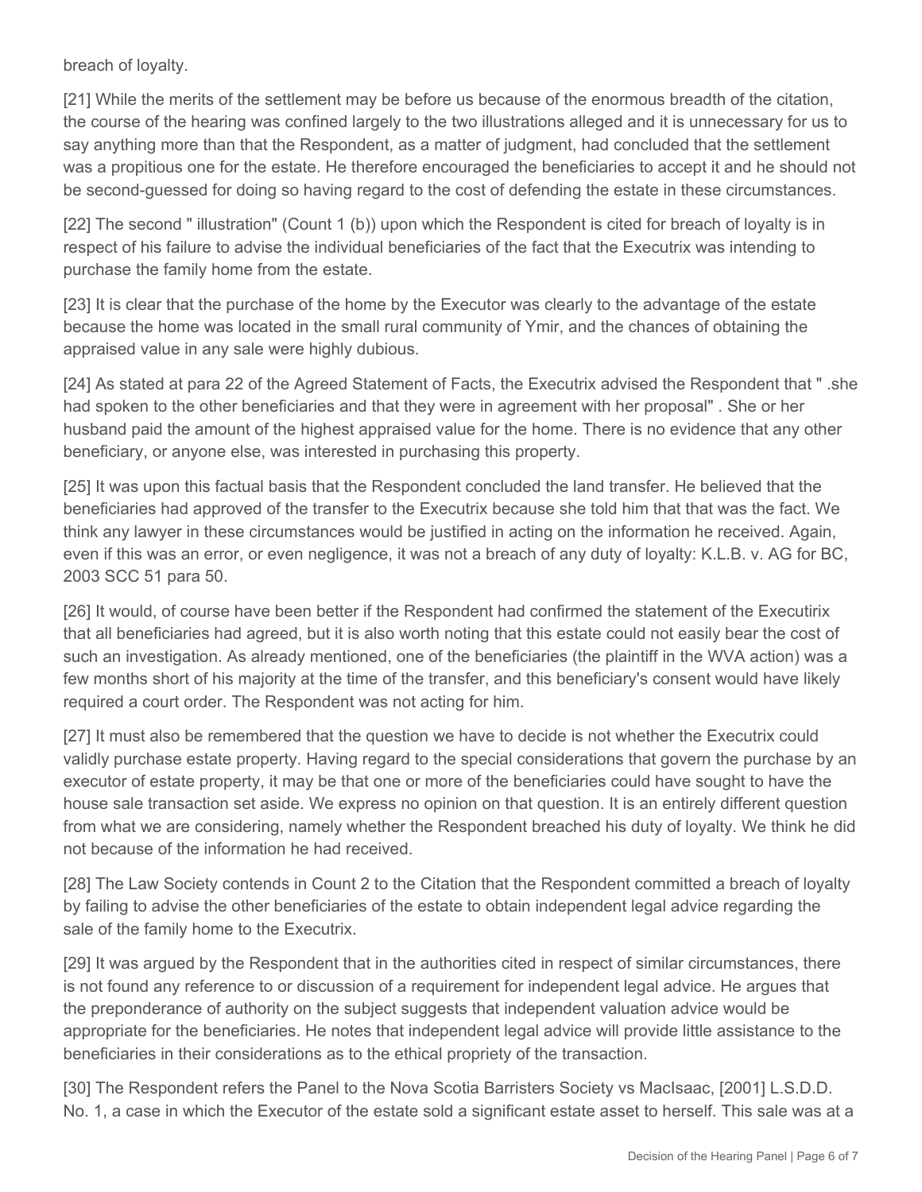breach of loyalty.

[21] While the merits of the settlement may be before us because of the enormous breadth of the citation, the course of the hearing was confined largely to the two illustrations alleged and it is unnecessary for us to say anything more than that the Respondent, as a matter of judgment, had concluded that the settlement was a propitious one for the estate. He therefore encouraged the beneficiaries to accept it and he should not be second-guessed for doing so having regard to the cost of defending the estate in these circumstances.

[22] The second " illustration" (Count 1 (b)) upon which the Respondent is cited for breach of loyalty is in respect of his failure to advise the individual beneficiaries of the fact that the Executrix was intending to purchase the family home from the estate.

[23] It is clear that the purchase of the home by the Executor was clearly to the advantage of the estate because the home was located in the small rural community of Ymir, and the chances of obtaining the appraised value in any sale were highly dubious.

[24] As stated at para 22 of the Agreed Statement of Facts, the Executrix advised the Respondent that " .she had spoken to the other beneficiaries and that they were in agreement with her proposal" . She or her husband paid the amount of the highest appraised value for the home. There is no evidence that any other beneficiary, or anyone else, was interested in purchasing this property.

[25] It was upon this factual basis that the Respondent concluded the land transfer. He believed that the beneficiaries had approved of the transfer to the Executrix because she told him that that was the fact. We think any lawyer in these circumstances would be justified in acting on the information he received. Again, even if this was an error, or even negligence, it was not a breach of any duty of loyalty: K.L.B. v. AG for BC, 2003 SCC 51 para 50.

[26] It would, of course have been better if the Respondent had confirmed the statement of the Executirix that all beneficiaries had agreed, but it is also worth noting that this estate could not easily bear the cost of such an investigation. As already mentioned, one of the beneficiaries (the plaintiff in the WVA action) was a few months short of his majority at the time of the transfer, and this beneficiary's consent would have likely required a court order. The Respondent was not acting for him.

[27] It must also be remembered that the question we have to decide is not whether the Executrix could validly purchase estate property. Having regard to the special considerations that govern the purchase by an executor of estate property, it may be that one or more of the beneficiaries could have sought to have the house sale transaction set aside. We express no opinion on that question. It is an entirely different question from what we are considering, namely whether the Respondent breached his duty of loyalty. We think he did not because of the information he had received.

[28] The Law Society contends in Count 2 to the Citation that the Respondent committed a breach of loyalty by failing to advise the other beneficiaries of the estate to obtain independent legal advice regarding the sale of the family home to the Executrix.

[29] It was argued by the Respondent that in the authorities cited in respect of similar circumstances, there is not found any reference to or discussion of a requirement for independent legal advice. He argues that the preponderance of authority on the subject suggests that independent valuation advice would be appropriate for the beneficiaries. He notes that independent legal advice will provide little assistance to the beneficiaries in their considerations as to the ethical propriety of the transaction.

[30] The Respondent refers the Panel to the Nova Scotia Barristers Society vs MacIsaac, [2001] L.S.D.D. No. 1, a case in which the Executor of the estate sold a significant estate asset to herself. This sale was at a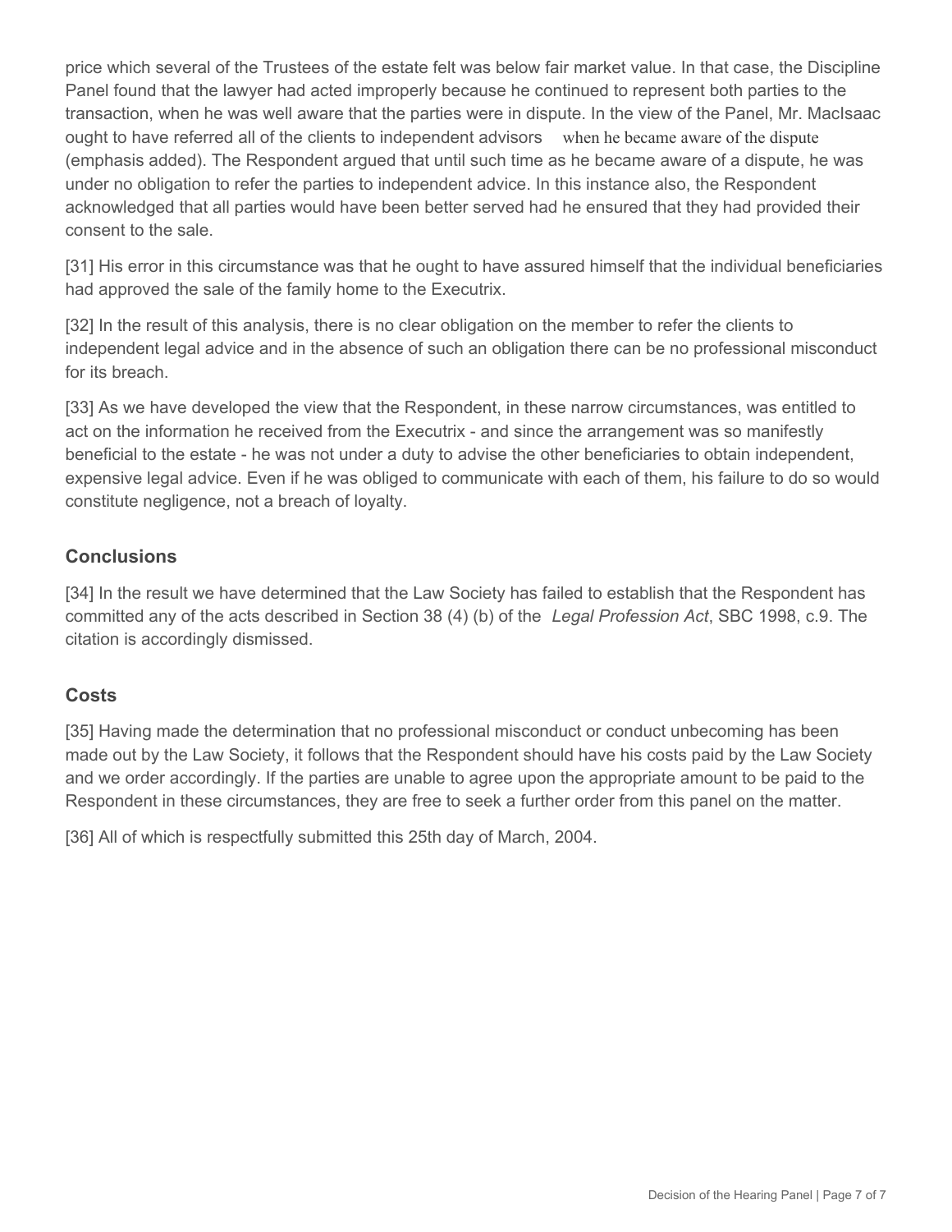price which several of the Trustees of the estate felt was below fair market value. In that case, the Discipline Panel found that the lawyer had acted improperly because he continued to represent both parties to the transaction, when he was well aware that the parties were in dispute. In the view of the Panel, Mr. MacIsaac ought to have referred all of the clients to independent advisors when he became aware of the dispute (emphasis added). The Respondent argued that until such time as he became aware of a dispute, he was under no obligation to refer the parties to independent advice. In this instance also, the Respondent acknowledged that all parties would have been better served had he ensured that they had provided their consent to the sale.

[31] His error in this circumstance was that he ought to have assured himself that the individual beneficiaries had approved the sale of the family home to the Executrix.

[32] In the result of this analysis, there is no clear obligation on the member to refer the clients to independent legal advice and in the absence of such an obligation there can be no professional misconduct for its breach.

[33] As we have developed the view that the Respondent, in these narrow circumstances, was entitled to act on the information he received from the Executrix - and since the arrangement was so manifestly beneficial to the estate - he was not under a duty to advise the other beneficiaries to obtain independent, expensive legal advice. Even if he was obliged to communicate with each of them, his failure to do so would constitute negligence, not a breach of loyalty.

## Conclusions

[34] In the result we have determined that the Law Society has failed to establish that the Respondent has committed any of the acts described in Section 38 (4) (b) of the *Legal Profession Act*, SBC 1998, c.9. The citation is accordingly dismissed.

## Costs

[35] Having made the determination that no professional misconduct or conduct unbecoming has been made out by the Law Society, it follows that the Respondent should have his costs paid by the Law Society and we order accordingly. If the parties are unable to agree upon the appropriate amount to be paid to the Respondent in these circumstances, they are free to seek a further order from this panel on the matter.

[36] All of which is respectfully submitted this 25th day of March, 2004.